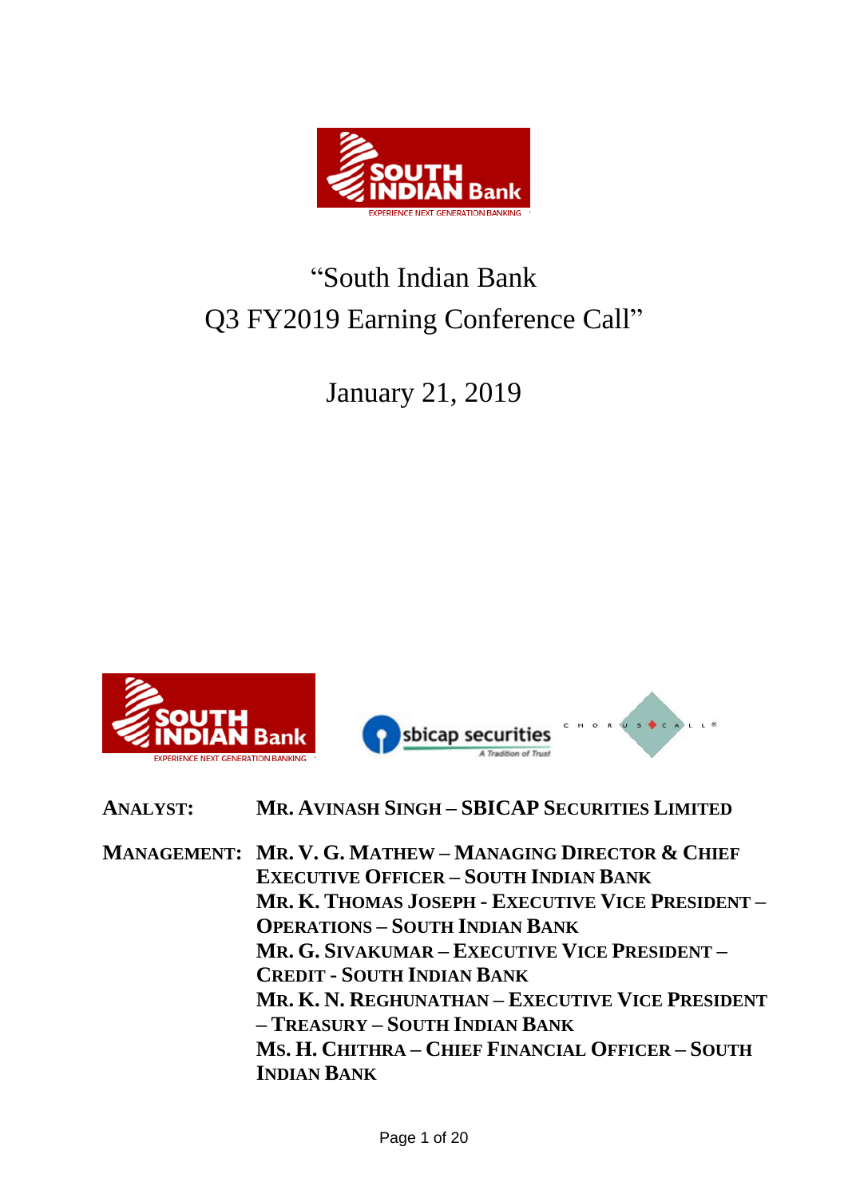# "South Indian Bank Q3 FY2019 Earning Conference Call"

January 21, 2019

**ANALYST:** MR. AVINASH SINGH – SBICAP SECURITIES LIMITED

**MANAGEMENT:** MR. V. G. MATHEW – MANAGING DIRECTOR & CHIEF EXECUTIVE OFFICER – SOUTH INDIAN BANK

MR. K. THOMAS JOSEPH - EXECUTIVE VICE PRESIDENT – OPERATIONS – SOUTH INDIAN BANK

MR. G. SIVAKUMAR – EXECUTIVE VICE PRESIDENT – CREDIT - SOUTH INDIAN BANK

MR. K. N. REGHUNATHAN – EXECUTIVE VICE PRESIDENT – TREASURY – SOUTH INDIAN BANK

MS. H. CHITHRA – CHIEF FINANCIAL OFFICER – SOUTH INDIAN BANK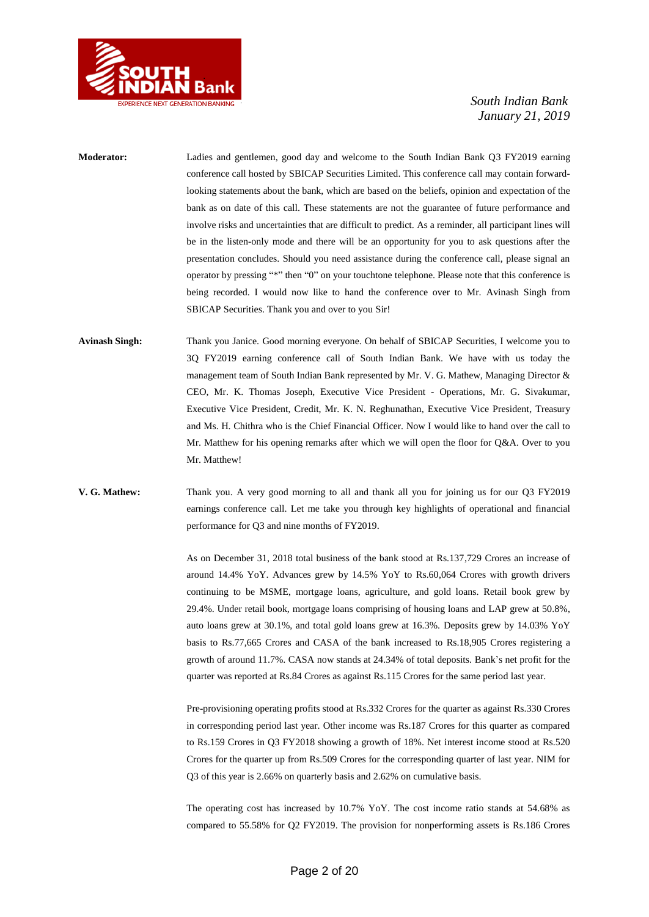**Moderator:** Ladies and gentlemen, good day and welcome to the South Indian Bank Q3 FY2019 earning conference call hosted by SBICAP Securities Limited. This conference call may contain forward-looking statements about the bank, which are based on the beliefs, opinion and expectation of the bank as on date of this call. These statements are not the guarantee of future performance and involve risks and uncertainties that are difficult to predict. As a reminder, all participant lines will be in the listen-only mode and there will be an opportunity for you to ask questions after the presentation concludes. Should you need assistance during the conference call, please signal an operator by pressing "*" then "0" on your touchtone telephone. Please note that this conference is being recorded. I would now like to hand the conference over to Mr. Avinash Singh from SBICAP Securities. Thank you and over to you Sir!

**Avinash Singh:** Thank you Janice. Good morning everyone. On behalf of SBICAP Securities, I welcome you to 3Q FY2019 earning conference call of South Indian Bank. We have with us today the management team of South Indian Bank represented by Mr. V. G. Mathew, Managing Director & CEO, Mr. K. Thomas Joseph, Executive Vice President - Operations, Mr. G. Sivakumar, Executive Vice President, Credit, Mr. K. N. Reghunathan, Executive Vice President, Treasury and Ms. H. Chithra who is the Chief Financial Officer. Now I would like to hand over the call to Mr. Matthew for his opening remarks after which we will open the floor for Q&A. Over to you Mr. Matthew!

**V. G. Mathew:** Thank you. A very good morning to all and thank all you for joining us for our Q3 FY2019 earnings conference call. Let me take you through key highlights of operational and financial performance for Q3 and nine months of FY2019.

As on December 31, 2018 total business of the bank stood at Rs.137,729 Crores an increase of around 14.4% YoY. Advances grew by 14.5% YoY to Rs.60,064 Crores with growth drivers continuing to be MSME, mortgage loans, agriculture, and gold loans. Retail book grew by 29.4%. Under retail book, mortgage loans comprising of housing loans and LAP grew at 50.8%, auto loans grew at 30.1%, and total gold loans grew at 16.3%. Deposits grew by 14.03% YoY basis to Rs.77,665 Crores and CASA of the bank increased to Rs.18,905 Crores registering a growth of around 11.7%. CASA now stands at 24.34% of total deposits. Bank's net profit for the quarter was reported at Rs.84 Crores as against Rs.115 Crores for the same period last year.

Pre-provisioning operating profits stood at Rs.332 Crores for the quarter as against Rs.330 Crores in corresponding period last year. Other income was Rs.187 Crores for this quarter as compared to Rs.159 Crores in Q3 FY2018 showing a growth of 18%. Net interest income stood at Rs.520 Crores for the quarter up from Rs.509 Crores for the corresponding quarter of last year. NIM for Q3 of this year is 2.66% on quarterly basis and 2.62% on cumulative basis.

The operating cost has increased by 10.7% YoY. The cost income ratio stands at 54.68% as compared to 55.58% for Q2 FY2019. The provision for nonperforming assets is Rs.186 Crores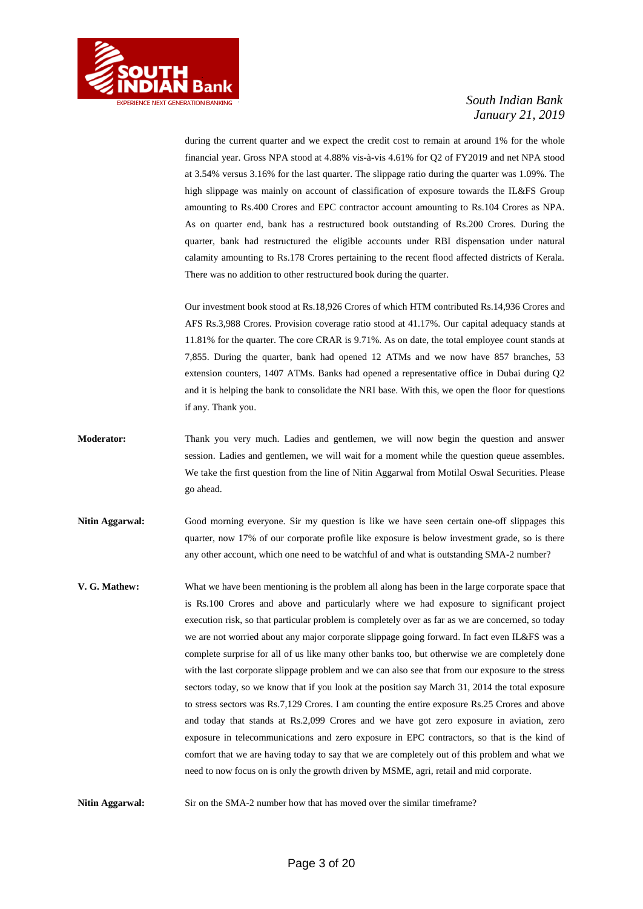during the current quarter and we expect the credit cost to remain at around 1% for the whole financial year. Gross NPA stood at 4.88% vis-à-vis 4.61% for Q2 of FY2019 and net NPA stood at 3.54% versus 3.16% for the last quarter. The slippage ratio during the quarter was 1.09%. The high slippage was mainly on account of classification of exposure towards the IL&FS Group amounting to Rs.400 Crores and EPC contractor account amounting to Rs.104 Crores as NPA. As on quarter end, bank has a restructured book outstanding of Rs.200 Crores. During the quarter, bank had restructured the eligible accounts under RBI dispensation under natural calamity amounting to Rs.178 Crores pertaining to the recent flood affected districts of Kerala. There was no addition to other restructured book during the quarter.

Our investment book stood at Rs.18,926 Crores of which HTM contributed Rs.14,936 Crores and AFS Rs.3,988 Crores. Provision coverage ratio stood at 41.17%. Our capital adequacy stands at 11.81% for the quarter. The core CRAR is 9.71%. As on date, the total employee count stands at 7,855. During the quarter, bank had opened 12 ATMs and we now have 857 branches, 53 extension counters, 1407 ATMs. Banks had opened a representative office in Dubai during Q2 and it is helping the bank to consolidate the NRI base. With this, we open the floor for questions if any. Thank you.

**Moderator:** Thank you very much. Ladies and gentlemen, we will now begin the question and answer session. Ladies and gentlemen, we will wait for a moment while the question queue assembles. We take the first question from the line of Nitin Aggarwal from Motilal Oswal Securities. Please go ahead.

**Nitin Aggarwal:** Good morning everyone. Sir my question is like we have seen certain one-off slippages this quarter, now 17% of our corporate profile like exposure is below investment grade, so is there any other account, which one need to be watchful of and what is outstanding SMA-2 number?

**V. G. Mathew:** What we have been mentioning is the problem all along has been in the large corporate space that is Rs.100 Crores and above and particularly where we had exposure to significant project execution risk, so that particular problem is completely over as far as we are concerned, so today we are not worried about any major corporate slippage going forward. In fact even IL&FS was a complete surprise for all of us like many other banks too, but otherwise we are completely done with the last corporate slippage problem and we can also see that from our exposure to the stress sectors today, so we know that if you look at the position say March 31, 2014 the total exposure to stress sectors was Rs.7,129 Crores. I am counting the entire exposure Rs.25 Crores and above and today that stands at Rs.2,099 Crores and we have got zero exposure in aviation, zero exposure in telecommunications and zero exposure in EPC contractors, so that is the kind of comfort that we are having today to say that we are completely out of this problem and what we need to now focus on is only the growth driven by MSME, agri, retail and mid corporate.

**Nitin Aggarwal:** Sir on the SMA-2 number how that has moved over the similar timeframe?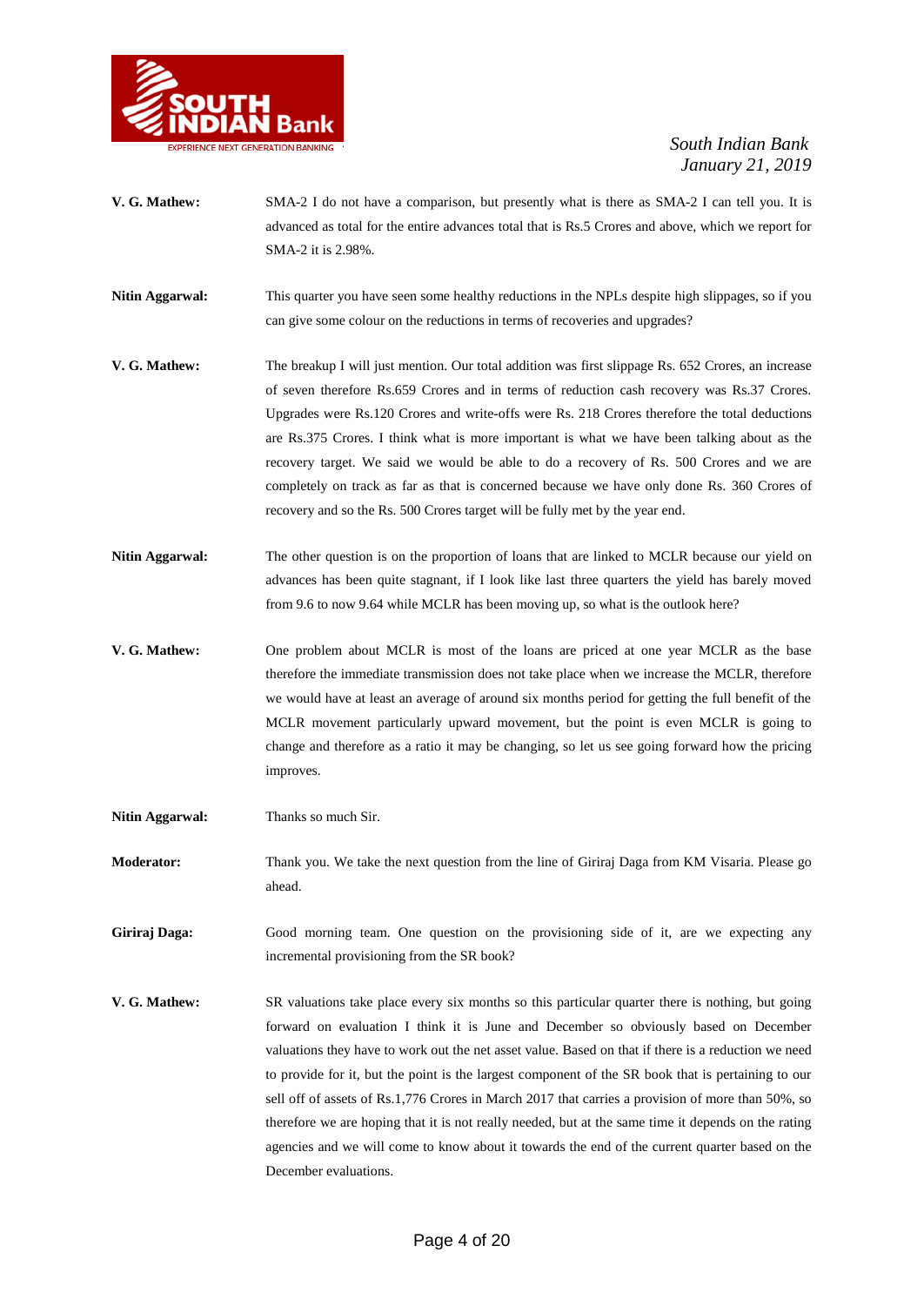**V. G. Mathew:** SMA-2 I do not have a comparison, but presently what is there as SMA-2 I can tell you. It is advanced as total for the entire advances total that is Rs.5 Crores and above, which we report for SMA-2 it is 2.98%.

**Nitin Aggarwal:** This quarter you have seen some healthy reductions in the NPLs despite high slippages, so if you can give some colour on the reductions in terms of recoveries and upgrades?

**V. G. Mathew:** The breakup I will just mention. Our total addition was first slippage Rs. 652 Crores, an increase of seven therefore Rs.659 Crores and in terms of reduction cash recovery was Rs.37 Crores. Upgrades were Rs.120 Crores and write-offs were Rs. 218 Crores therefore the total deductions are Rs.375 Crores. I think what is more important is what we have been talking about as the recovery target. We said we would be able to do a recovery of Rs. 500 Crores and we are completely on track as far as that is concerned because we have only done Rs. 360 Crores of recovery and so the Rs. 500 Crores target will be fully met by the year end.

**Nitin Aggarwal:** The other question is on the proportion of loans that are linked to MCLR because our yield on advances has been quite stagnant, if I look like last three quarters the yield has barely moved from 9.6 to now 9.64 while MCLR has been moving up, so what is the outlook here?

**V. G. Mathew:** One problem about MCLR is most of the loans are priced at one year MCLR as the base therefore the immediate transmission does not take place when we increase the MCLR, therefore we would have at least an average of around six months period for getting the full benefit of the MCLR movement particularly upward movement, but the point is even MCLR is going to change and therefore as a ratio it may be changing, so let us see going forward how the pricing improves.

**Nitin Aggarwal:** Thanks so much Sir.

**Moderator:** Thank you. We take the next question from the line of Giriraj Daga from KM Visaria. Please go ahead.

**Giriraj Daga:** Good morning team. One question on the provisioning side of it, are we expecting any incremental provisioning from the SR book?

**V. G. Mathew:** SR valuations take place every six months so this particular quarter there is nothing, but going forward on evaluation I think it is June and December so obviously based on December valuations they have to work out the net asset value. Based on that if there is a reduction we need to provide for it, but the point is the largest component of the SR book that is pertaining to our sell off of assets of Rs.1,776 Crores in March 2017 that carries a provision of more than 50%, so therefore we are hoping that it is not really needed, but at the same time it depends on the rating agencies and we will come to know about it towards the end of the current quarter based on the December evaluations.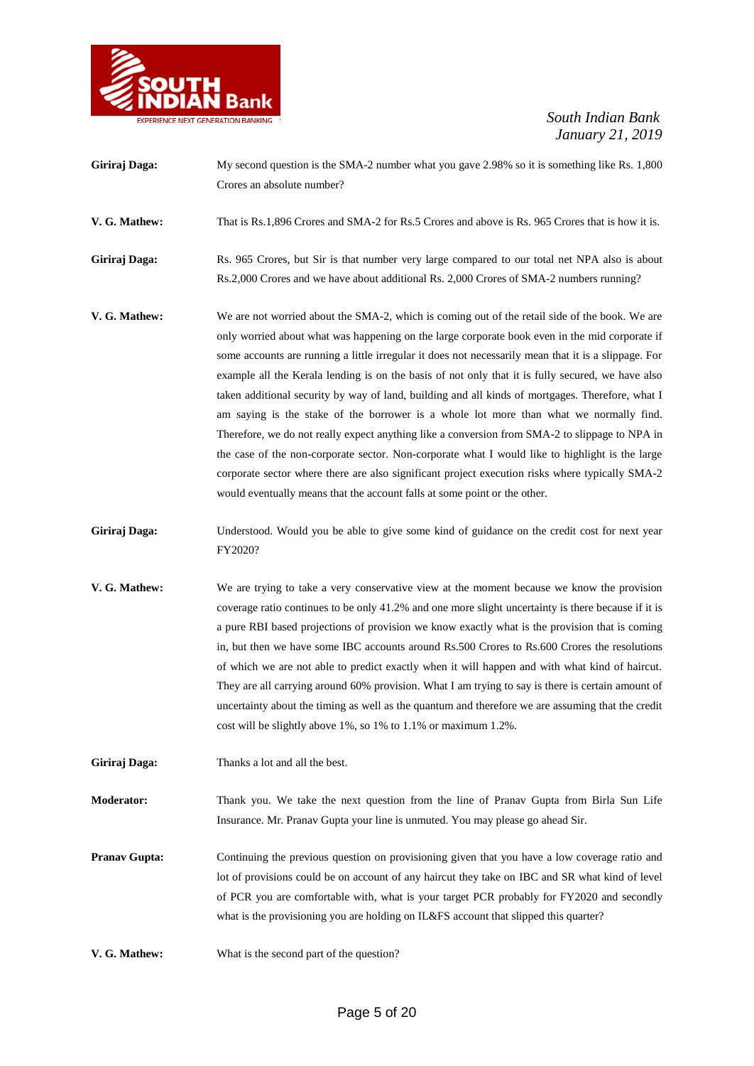**Giriraj Daga:** My second question is the SMA-2 number what you gave 2.98% so it is something like Rs. 1,800 Crores an absolute number?

**V. G. Mathew:** That is Rs.1,896 Crores and SMA-2 for Rs.5 Crores and above is Rs. 965 Crores that is how it is.

**Giriraj Daga:** Rs. 965 Crores, but Sir is that number very large compared to our total net NPA also is about Rs.2,000 Crores and we have about additional Rs. 2,000 Crores of SMA-2 numbers running?

**V. G. Mathew:** We are not worried about the SMA-2, which is coming out of the retail side of the book. We are only worried about what was happening on the large corporate book even in the mid corporate if some accounts are running a little irregular it does not necessarily mean that it is a slippage. For example all the Kerala lending is on the basis of not only that it is fully secured, we have also taken additional security by way of land, building and all kinds of mortgages. Therefore, what I am saying is the stake of the borrower is a whole lot more than what we normally find. Therefore, we do not really expect anything like a conversion from SMA-2 to slippage to NPA in the case of the non-corporate sector. Non-corporate what I would like to highlight is the large corporate sector where there are also significant project execution risks where typically SMA-2 would eventually means that the account falls at some point or the other.

**Giriraj Daga:** Understood. Would you be able to give some kind of guidance on the credit cost for next year FY2020?

**V. G. Mathew:** We are trying to take a very conservative view at the moment because we know the provision coverage ratio continues to be only 41.2% and one more slight uncertainty is there because if it is a pure RBI based projections of provision we know exactly what is the provision that is coming in, but then we have some IBC accounts around Rs.500 Crores to Rs.600 Crores the resolutions of which we are not able to predict exactly when it will happen and with what kind of haircut. They are all carrying around 60% provision. What I am trying to say is there is certain amount of uncertainty about the timing as well as the quantum and therefore we are assuming that the credit cost will be slightly above 1%, so 1% to 1.1% or maximum 1.2%.

**Giriraj Daga:** Thanks a lot and all the best.

**Moderator:** Thank you. We take the next question from the line of Pranav Gupta from Birla Sun Life Insurance. Mr. Pranav Gupta your line is unmuted. You may please go ahead Sir.

**Pranav Gupta:** Continuing the previous question on provisioning given that you have a low coverage ratio and lot of provisions could be on account of any haircut they take on IBC and SR what kind of level of PCR you are comfortable with, what is your target PCR probably for FY2020 and secondly what is the provisioning you are holding on IL&FS account that slipped this quarter?

**V. G. Mathew:** What is the second part of the question?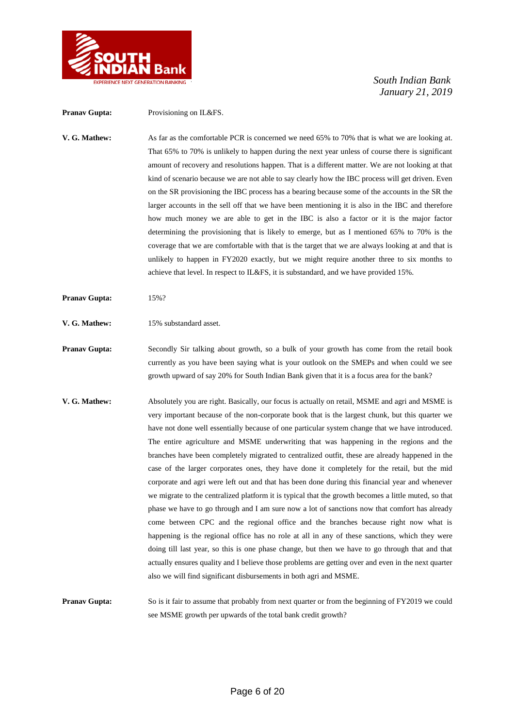**Pranav Gupta:** Provisioning on IL&FS.

**V. G. Mathew:** As far as the comfortable PCR is concerned we need 65% to 70% that is what we are looking at. That 65% to 70% is unlikely to happen during the next year unless of course there is significant amount of recovery and resolutions happen. That is a different matter. We are not looking at that kind of scenario because we are not able to say clearly how the IBC process will get driven. Even on the SR provisioning the IBC process has a bearing because some of the accounts in the SR the larger accounts in the sell off that we have been mentioning it is also in the IBC and therefore how much money we are able to get in the IBC is also a factor or it is the major factor determining the provisioning that is likely to emerge, but as I mentioned 65% to 70% is the coverage that we are comfortable with that is the target that we are always looking at and that is unlikely to happen in FY2020 exactly, but we might require another three to six months to achieve that level. In respect to IL&FS, it is substandard, and we have provided 15%.

**Pranav Gupta:** 15%?

**V. G. Mathew:** 15% substandard asset.

**Pranav Gupta:** Secondly Sir talking about growth, so a bulk of your growth has come from the retail book currently as you have been saying what is your outlook on the SMEPs and when could we see growth upward of say 20% for South Indian Bank given that it is a focus area for the bank?

**V. G. Mathew:** Absolutely you are right. Basically, our focus is actually on retail, MSME and agri and MSME is very important because of the non-corporate book that is the largest chunk, but this quarter we have not done well essentially because of one particular system change that we have introduced. The entire agriculture and MSME underwriting that was happening in the regions and the branches have been completely migrated to centralized outfit, these are already happened in the case of the larger corporates ones, they have done it completely for the retail, but the mid corporate and agri were left out and that has been done during this financial year and whenever we migrate to the centralized platform it is typical that the growth becomes a little muted, so that phase we have to go through and I am sure now a lot of sanctions now that comfort has already come between CPC and the regional office and the branches because right now what is happening is the regional office has no role at all in any of these sanctions, which they were doing till last year, so this is one phase change, but then we have to go through that and that actually ensures quality and I believe those problems are getting over and even in the next quarter also we will find significant disbursements in both agri and MSME.

**Pranav Gupta:** So is it fair to assume that probably from next quarter or from the beginning of FY2019 we could see MSME growth per upwards of the total bank credit growth?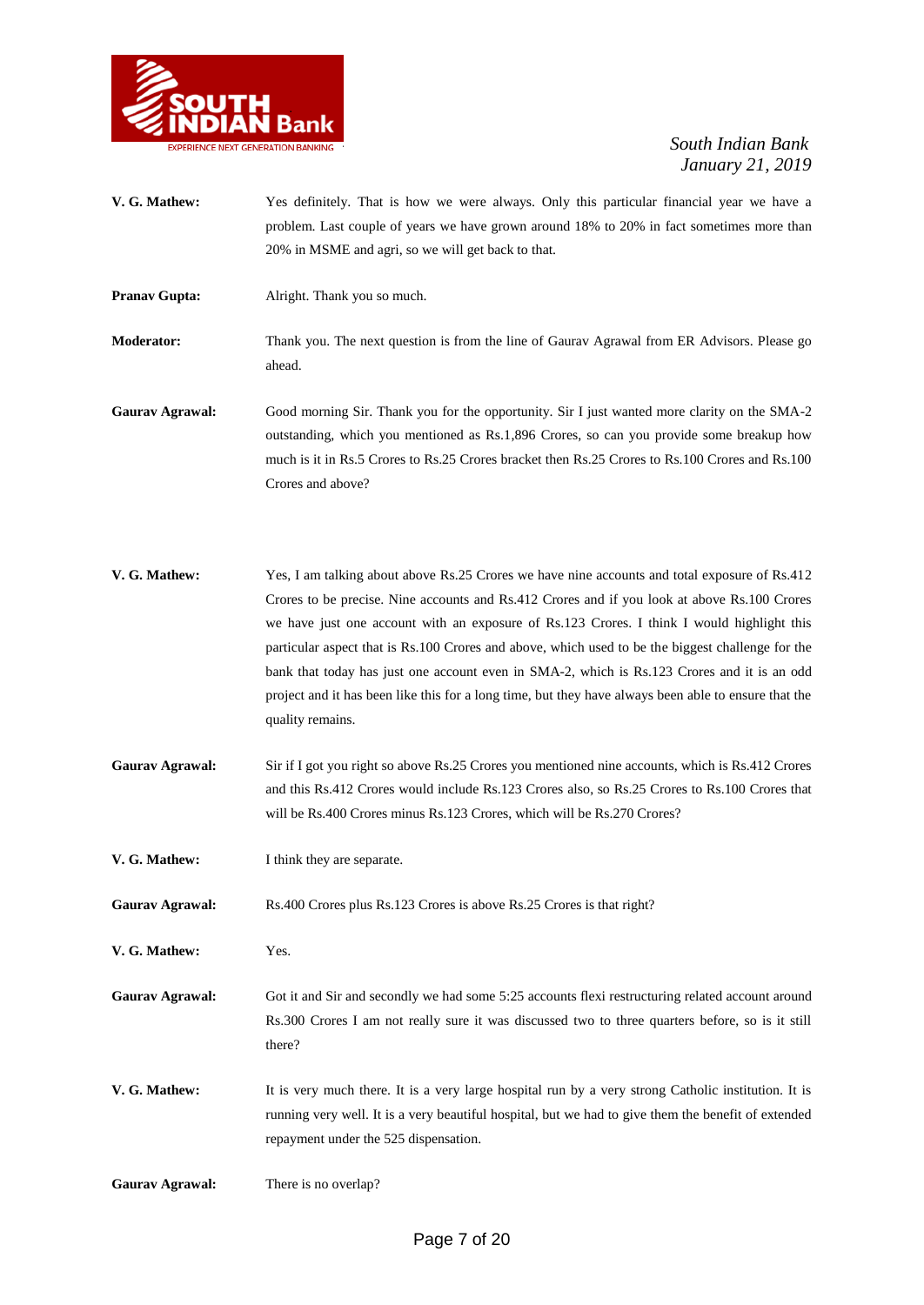**V. G. Mathew:** Yes definitely. That is how we were always. Only this particular financial year we have a problem. Last couple of years we have grown around 18% to 20% in fact sometimes more than 20% in MSME and agri, so we will get back to that.

**Pranav Gupta:** Alright. Thank you so much.

**Moderator:** Thank you. The next question is from the line of Gaurav Agrawal from ER Advisors. Please go ahead.

**Gaurav Agrawal:** Good morning Sir. Thank you for the opportunity. Sir I just wanted more clarity on the SMA-2 outstanding, which you mentioned as Rs.1,896 Crores, so can you provide some breakup how much is it in Rs.5 Crores to Rs.25 Crores bracket then Rs.25 Crores to Rs.100 Crores and Rs.100 Crores and above?

**V. G. Mathew:** Yes, I am talking about above Rs.25 Crores we have nine accounts and total exposure of Rs.412 Crores to be precise. Nine accounts and Rs.412 Crores and if you look at above Rs.100 Crores we have just one account with an exposure of Rs.123 Crores. I think I would highlight this particular aspect that is Rs.100 Crores and above, which used to be the biggest challenge for the bank that today has just one account even in SMA-2, which is Rs.123 Crores and it is an odd project and it has been like this for a long time, but they have always been able to ensure that the quality remains.

**Gaurav Agrawal:** Sir if I got you right so above Rs.25 Crores you mentioned nine accounts, which is Rs.412 Crores and this Rs.412 Crores would include Rs.123 Crores also, so Rs.25 Crores to Rs.100 Crores that will be Rs.400 Crores minus Rs.123 Crores, which will be Rs.270 Crores?

**V. G. Mathew:** I think they are separate.

**Gaurav Agrawal:** Rs.400 Crores plus Rs.123 Crores is above Rs.25 Crores is that right?

**V. G. Mathew:** Yes.

**Gaurav Agrawal:** Got it and Sir and secondly we had some 5:25 accounts flexi restructuring related account around Rs.300 Crores I am not really sure it was discussed two to three quarters before, so is it still there?

**V. G. Mathew:** It is very much there. It is a very large hospital run by a very strong Catholic institution. It is running very well. It is a very beautiful hospital, but we had to give them the benefit of extended repayment under the 525 dispensation.

**Gaurav Agrawal:** There is no overlap?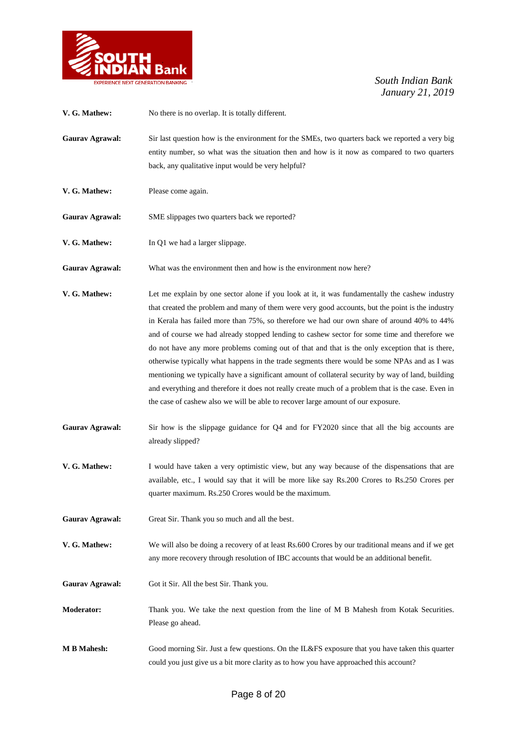**V. G. Mathew:** No there is no overlap. It is totally different.

**Gaurav Agrawal:** Sir last question how is the environment for the SMEs, two quarters back we reported a very big entity number, so what was the situation then and how is it now as compared to two quarters back, any qualitative input would be very helpful?

**V. G. Mathew:** Please come again.

**Gaurav Agrawal:** SME slippages two quarters back we reported?

**V. G. Mathew:** In Q1 we had a larger slippage.

**Gaurav Agrawal:** What was the environment then and how is the environment now here?

**V. G. Mathew:** Let me explain by one sector alone if you look at it, it was fundamentally the cashew industry that created the problem and many of them were very good accounts, but the point is the industry in Kerala has failed more than 75%, so therefore we had our own share of around 40% to 44% and of course we had already stopped lending to cashew sector for some time and therefore we do not have any more problems coming out of that and that is the only exception that is there, otherwise typically what happens in the trade segments there would be some NPAs and as I was mentioning we typically have a significant amount of collateral security by way of land, building and everything and therefore it does not really create much of a problem that is the case. Even in the case of cashew also we will be able to recover large amount of our exposure.

**Gaurav Agrawal:** Sir how is the slippage guidance for Q4 and for FY2020 since that all the big accounts are already slipped?

**V. G. Mathew:** I would have taken a very optimistic view, but any way because of the dispensations that are available, etc., I would say that it will be more like say Rs.200 Crores to Rs.250 Crores per quarter maximum. Rs.250 Crores would be the maximum.

**Gaurav Agrawal:** Great Sir. Thank you so much and all the best.

**V. G. Mathew:** We will also be doing a recovery of at least Rs.600 Crores by our traditional means and if we get any more recovery through resolution of IBC accounts that would be an additional benefit.

**Gaurav Agrawal:** Got it Sir. All the best Sir. Thank you.

**Moderator:** Thank you. We take the next question from the line of M B Mahesh from Kotak Securities. Please go ahead.

**M B Mahesh:** Good morning Sir. Just a few questions. On the IL&FS exposure that you have taken this quarter could you just give us a bit more clarity as to how you have approached this account?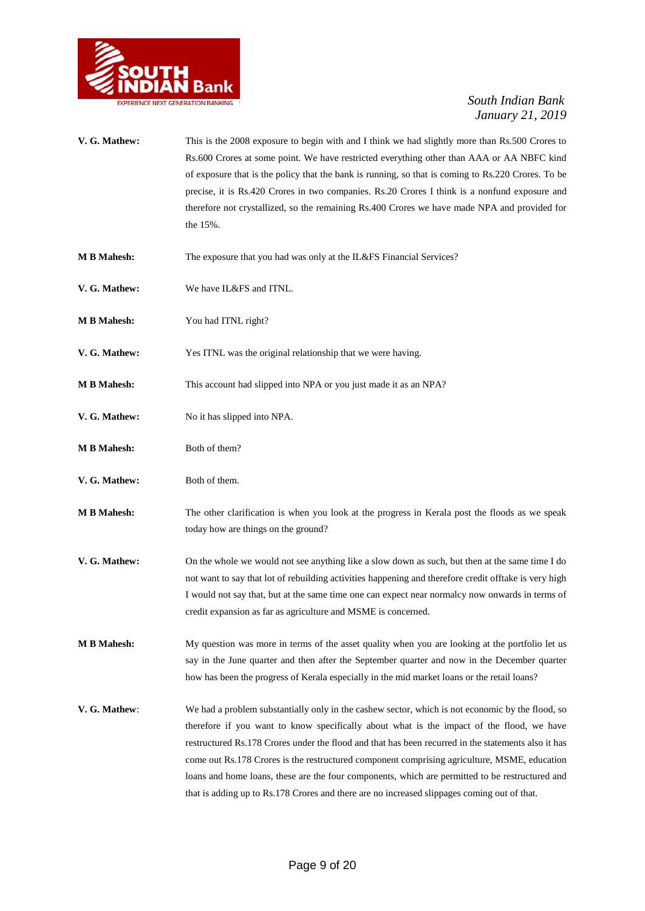**V. G. Mathew:** This is the 2008 exposure to begin with and I think we had slightly more than Rs.500 Crores to Rs.600 Crores at some point. We have restricted everything other than AAA or AA NBFC kind of exposure that is the policy that the bank is running, so that is coming to Rs.220 Crores. To be precise, it is Rs.420 Crores in two companies. Rs.20 Crores I think is a nonfund exposure and therefore not crystallized, so the remaining Rs.400 Crores we have made NPA and provided for the 15%.

**M B Mahesh:** The exposure that you had was only at the IL&FS Financial Services?

**V. G. Mathew:** We have IL&FS and ITNL.

**M B Mahesh:** You had ITNL right?

**V. G. Mathew:** Yes ITNL was the original relationship that we were having.

**M B Mahesh:** This account had slipped into NPA or you just made it as an NPA?

**V. G. Mathew:** No it has slipped into NPA.

**M B Mahesh:** Both of them?

**V. G. Mathew:** Both of them.

**M B Mahesh:** The other clarification is when you look at the progress in Kerala post the floods as we speak today how are things on the ground?

**V. G. Mathew:** On the whole we would not see anything like a slow down as such, but then at the same time I do not want to say that lot of rebuilding activities happening and therefore credit offtake is very high I would not say that, but at the same time one can expect near normalcy now onwards in terms of credit expansion as far as agriculture and MSME is concerned.

**M B Mahesh:** My question was more in terms of the asset quality when you are looking at the portfolio let us say in the June quarter and then after the September quarter and now in the December quarter how has been the progress of Kerala especially in the mid market loans or the retail loans?

**V. G. Mathew:** We had a problem substantially only in the cashew sector, which is not economic by the flood, so therefore if you want to know specifically about what is the impact of the flood, we have restructured Rs.178 Crores under the flood and that has been recurred in the statements also it has come out Rs.178 Crores is the restructured component comprising agriculture, MSME, education loans and home loans, these are the four components, which are permitted to be restructured and that is adding up to Rs.178 Crores and there are no increased slippages coming out of that.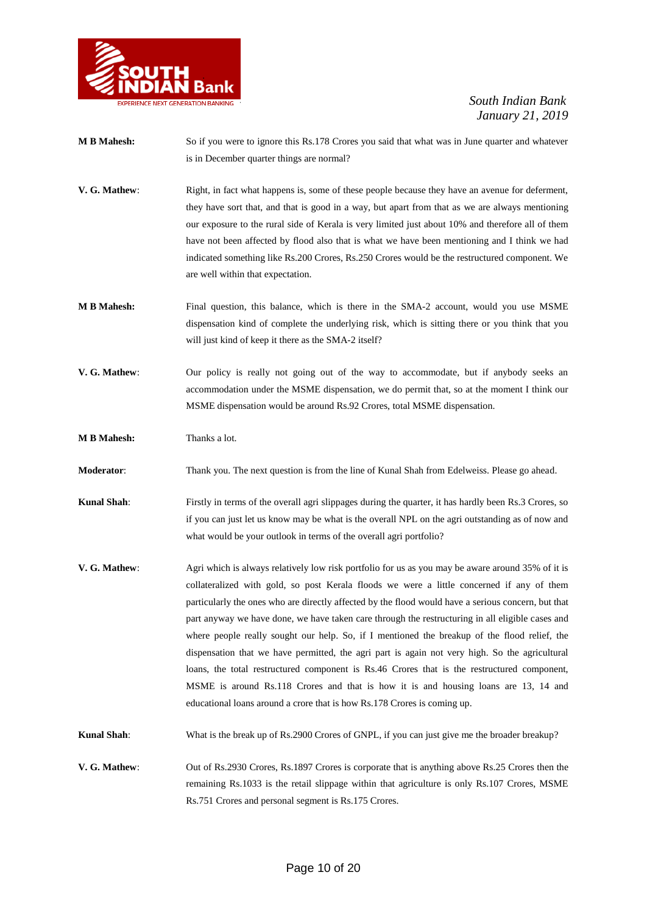**M B Mahesh:** So if you were to ignore this Rs.178 Crores you said that what was in June quarter and whatever is in December quarter things are normal?

**V. G. Mathew**: Right, in fact what happens is, some of these people because they have an avenue for deferment, they have sort that, and that is good in a way, but apart from that as we are always mentioning our exposure to the rural side of Kerala is very limited just about 10% and therefore all of them have not been affected by flood also that is what we have been mentioning and I think we had indicated something like Rs.200 Crores, Rs.250 Crores would be the restructured component. We are well within that expectation.

**M B Mahesh:** Final question, this balance, which is there in the SMA-2 account, would you use MSME dispensation kind of complete the underlying risk, which is sitting there or you think that you will just kind of keep it there as the SMA-2 itself?

**V. G. Mathew**: Our policy is really not going out of the way to accommodate, but if anybody seeks an accommodation under the MSME dispensation, we do permit that, so at the moment I think our MSME dispensation would be around Rs.92 Crores, total MSME dispensation.

**M B Mahesh:** Thanks a lot.

**Moderator**: Thank you. The next question is from the line of Kunal Shah from Edelweiss. Please go ahead.

**Kunal Shah**: Firstly in terms of the overall agri slippages during the quarter, it has hardly been Rs.3 Crores, so if you can just let us know may be what is the overall NPL on the agri outstanding as of now and what would be your outlook in terms of the overall agri portfolio?

**V. G. Mathew**: Agri which is always relatively low risk portfolio for us as you may be aware around 35% of it is collateralized with gold, so post Kerala floods we were a little concerned if any of them particularly the ones who are directly affected by the flood would have a serious concern, but that part anyway we have done, we have taken care through the restructuring in all eligible cases and where people really sought our help. So, if I mentioned the breakup of the flood relief, the dispensation that we have permitted, the agri part is again not very high. So the agricultural loans, the total restructured component is Rs.46 Crores that is the restructured component, MSME is around Rs.118 Crores and that is how it is and housing loans are 13, 14 and educational loans around a crore that is how Rs.178 Crores is coming up.

**Kunal Shah**: What is the break up of Rs.2900 Crores of GNPL, if you can just give me the broader breakup?

**V. G. Mathew**: Out of Rs.2930 Crores, Rs.1897 Crores is corporate that is anything above Rs.25 Crores then the remaining Rs.1033 is the retail slippage within that agriculture is only Rs.107 Crores, MSME Rs.751 Crores and personal segment is Rs.175 Crores.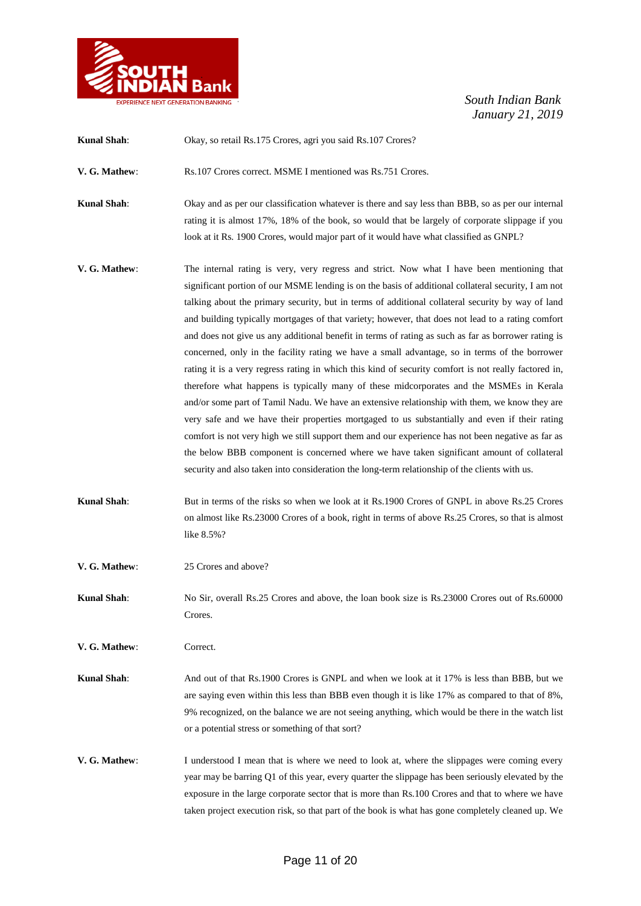**Kunal Shah**: Okay, so retail Rs.175 Crores, agri you said Rs.107 Crores?

**V. G. Mathew**: Rs.107 Crores correct. MSME I mentioned was Rs.751 Crores.

**Kunal Shah**: Okay and as per our classification whatever is there and say less than BBB, so as per our internal rating it is almost 17%, 18% of the book, so would that be largely of corporate slippage if you look at it Rs. 1900 Crores, would major part of it would have what classified as GNPL?

**V. G. Mathew**: The internal rating is very, very regress and strict. Now what I have been mentioning that significant portion of our MSME lending is on the basis of additional collateral security, I am not talking about the primary security, but in terms of additional collateral security by way of land and building typically mortgages of that variety; however, that does not lead to a rating comfort and does not give us any additional benefit in terms of rating as such as far as borrower rating is concerned, only in the facility rating we have a small advantage, so in terms of the borrower rating it is a very regress rating in which this kind of security comfort is not really factored in, therefore what happens is typically many of these midcorporates and the MSMEs in Kerala and/or some part of Tamil Nadu. We have an extensive relationship with them, we know they are very safe and we have their properties mortgaged to us substantially and even if their rating comfort is not very high we still support them and our experience has not been negative as far as the below BBB component is concerned where we have taken significant amount of collateral security and also taken into consideration the long-term relationship of the clients with us.

**Kunal Shah**: But in terms of the risks so when we look at it Rs.1900 Crores of GNPL in above Rs.25 Crores on almost like Rs.23000 Crores of a book, right in terms of above Rs.25 Crores, so that is almost like 8.5%?

**V. G. Mathew**: 25 Crores and above?

**Kunal Shah**: No Sir, overall Rs.25 Crores and above, the loan book size is Rs.23000 Crores out of Rs.60000 Crores.

**V. G. Mathew**: Correct.

**Kunal Shah**: And out of that Rs.1900 Crores is GNPL and when we look at it 17% is less than BBB, but we are saying even within this less than BBB even though it is like 17% as compared to that of 8%, 9% recognized, on the balance we are not seeing anything, which would be there in the watch list or a potential stress or something of that sort?

**V. G. Mathew**: I understood I mean that is where we need to look at, where the slippages were coming every year may be barring Q1 of this year, every quarter the slippage has been seriously elevated by the exposure in the large corporate sector that is more than Rs.100 Crores and that to where we have taken project execution risk, so that part of the book is what has gone completely cleaned up. We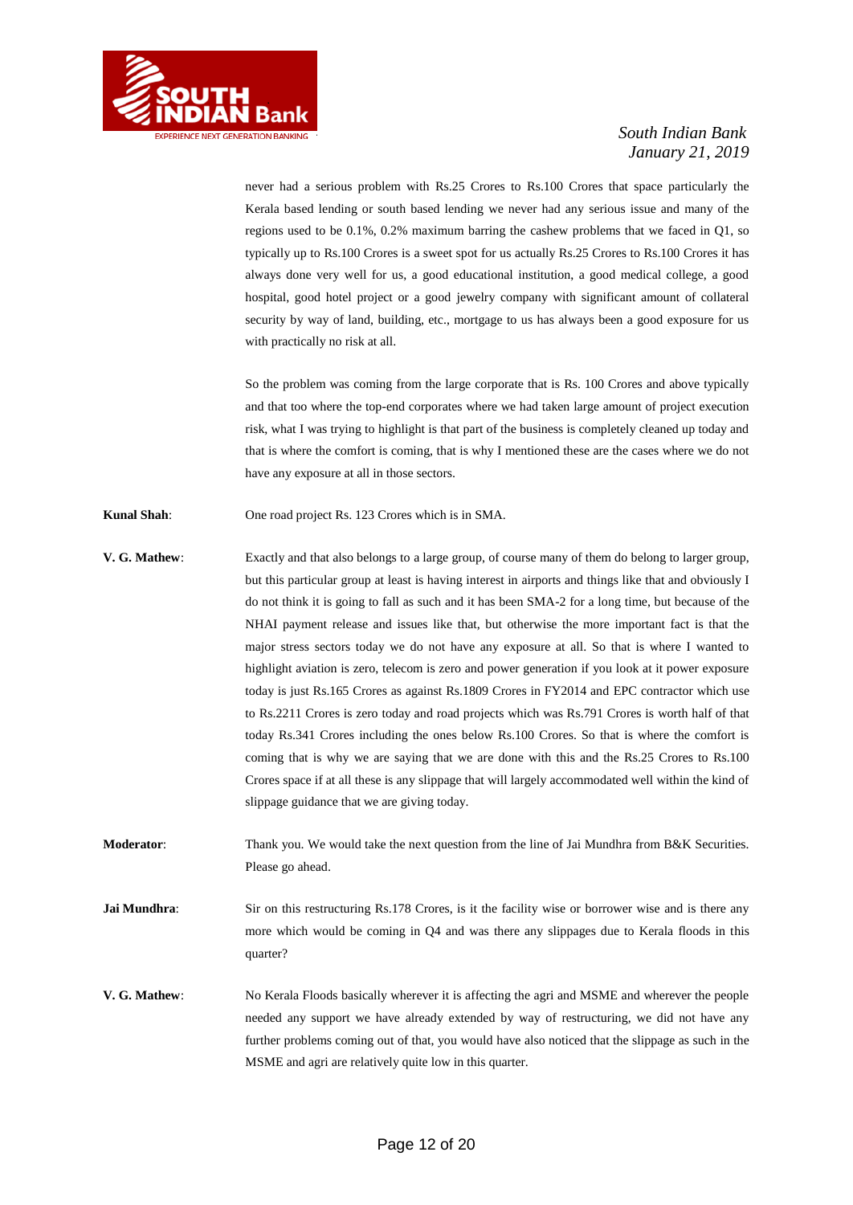never had a serious problem with Rs.25 Crores to Rs.100 Crores that space particularly the Kerala based lending or south based lending we never had any serious issue and many of the regions used to be 0.1%, 0.2% maximum barring the cashew problems that we faced in Q1, so typically up to Rs.100 Crores is a sweet spot for us actually Rs.25 Crores to Rs.100 Crores it has always done very well for us, a good educational institution, a good medical college, a good hospital, good hotel project or a good jewelry company with significant amount of collateral security by way of land, building, etc., mortgage to us has always been a good exposure for us with practically no risk at all.

So the problem was coming from the large corporate that is Rs. 100 Crores and above typically and that too where the top-end corporates where we had taken large amount of project execution risk, what I was trying to highlight is that part of the business is completely cleaned up today and that is where the comfort is coming, that is why I mentioned these are the cases where we do not have any exposure at all in those sectors.

**Kunal Shah**: One road project Rs. 123 Crores which is in SMA.

**V. G. Mathew**: Exactly and that also belongs to a large group, of course many of them do belong to larger group, but this particular group at least is having interest in airports and things like that and obviously I do not think it is going to fall as such and it has been SMA-2 for a long time, but because of the NHAI payment release and issues like that, but otherwise the more important fact is that the major stress sectors today we do not have any exposure at all. So that is where I wanted to highlight aviation is zero, telecom is zero and power generation if you look at it power exposure today is just Rs.165 Crores as against Rs.1809 Crores in FY2014 and EPC contractor which use to Rs.2211 Crores is zero today and road projects which was Rs.791 Crores is worth half of that today Rs.341 Crores including the ones below Rs.100 Crores. So that is where the comfort is coming that is why we are saying that we are done with this and the Rs.25 Crores to Rs.100 Crores space if at all these is any slippage that will largely accommodated well within the kind of slippage guidance that we are giving today.

**Moderator**: Thank you. We would take the next question from the line of Jai Mundhra from B&K Securities. Please go ahead.

**Jai Mundhra**: Sir on this restructuring Rs.178 Crores, is it the facility wise or borrower wise and is there any more which would be coming in Q4 and was there any slippages due to Kerala floods in this quarter?

**V. G. Mathew**: No Kerala Floods basically wherever it is affecting the agri and MSME and wherever the people needed any support we have already extended by way of restructuring, we did not have any further problems coming out of that, you would have also noticed that the slippage as such in the MSME and agri are relatively quite low in this quarter.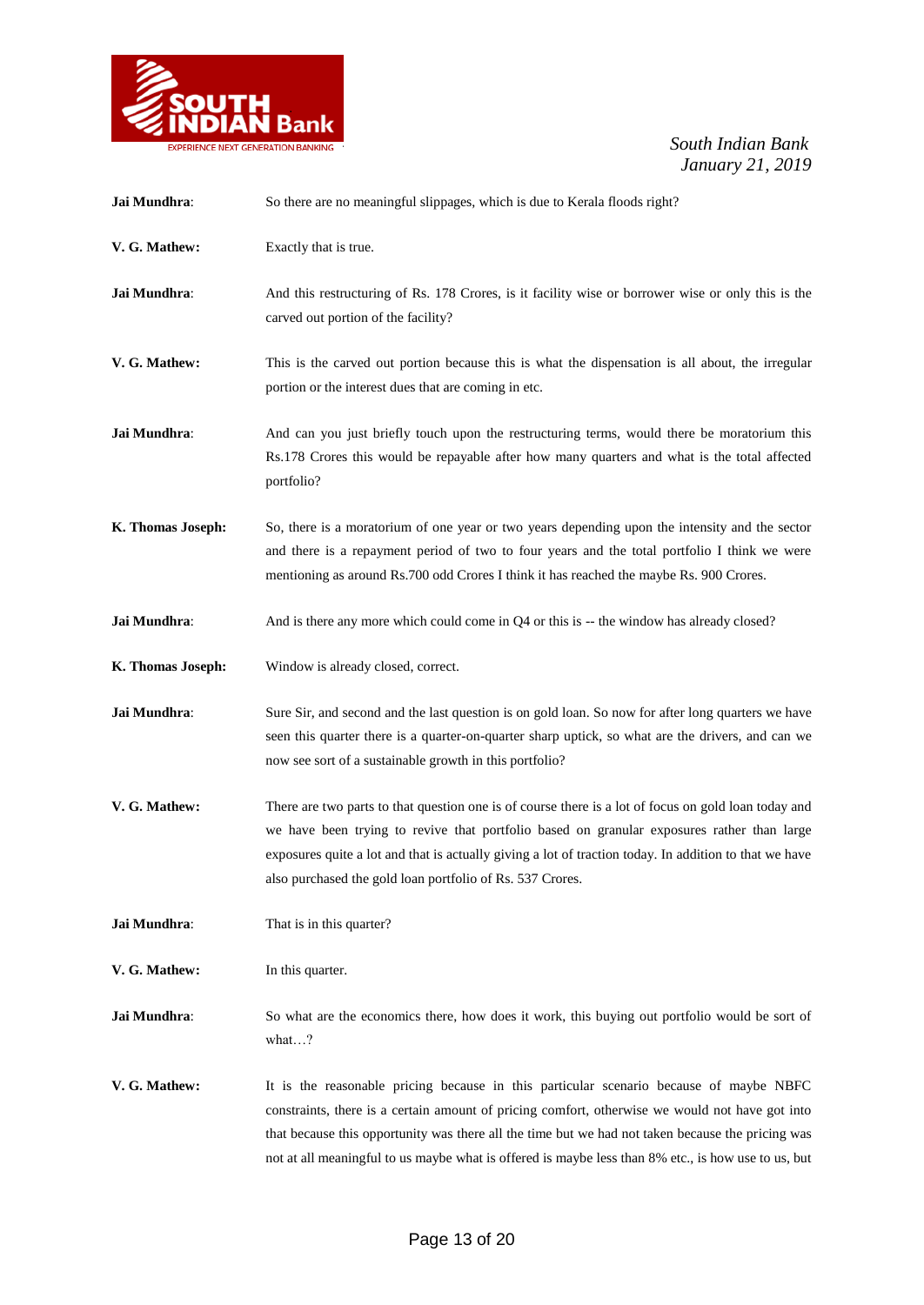**Jai Mundhra**: So there are no meaningful slippages, which is due to Kerala floods right?

**V. G. Mathew:** Exactly that is true.

**Jai Mundhra**: And this restructuring of Rs. 178 Crores, is it facility wise or borrower wise or only this is the carved out portion of the facility?

**V. G. Mathew:** This is the carved out portion because this is what the dispensation is all about, the irregular portion or the interest dues that are coming in etc.

**Jai Mundhra**: And can you just briefly touch upon the restructuring terms, would there be moratorium this Rs.178 Crores this would be repayable after how many quarters and what is the total affected portfolio?

**K. Thomas Joseph:** So, there is a moratorium of one year or two years depending upon the intensity and the sector and there is a repayment period of two to four years and the total portfolio I think we were mentioning as around Rs.700 odd Crores I think it has reached the maybe Rs. 900 Crores.

**Jai Mundhra**: And is there any more which could come in Q4 or this is -- the window has already closed?

**K. Thomas Joseph:** Window is already closed, correct.

**Jai Mundhra**: Sure Sir, and second and the last question is on gold loan. So now for after long quarters we have seen this quarter there is a quarter-on-quarter sharp uptick, so what are the drivers, and can we now see sort of a sustainable growth in this portfolio?

**V. G. Mathew:** There are two parts to that question one is of course there is a lot of focus on gold loan today and we have been trying to revive that portfolio based on granular exposures rather than large exposures quite a lot and that is actually giving a lot of traction today. In addition to that we have also purchased the gold loan portfolio of Rs. 537 Crores.

**Jai Mundhra**: That is in this quarter?

**V. G. Mathew:** In this quarter.

**Jai Mundhra**: So what are the economics there, how does it work, this buying out portfolio would be sort of what…?

**V. G. Mathew:** It is the reasonable pricing because in this particular scenario because of maybe NBFC constraints, there is a certain amount of pricing comfort, otherwise we would not have got into that because this opportunity was there all the time but we had not taken because the pricing was not at all meaningful to us maybe what is offered is maybe less than 8% etc., is how use to us, but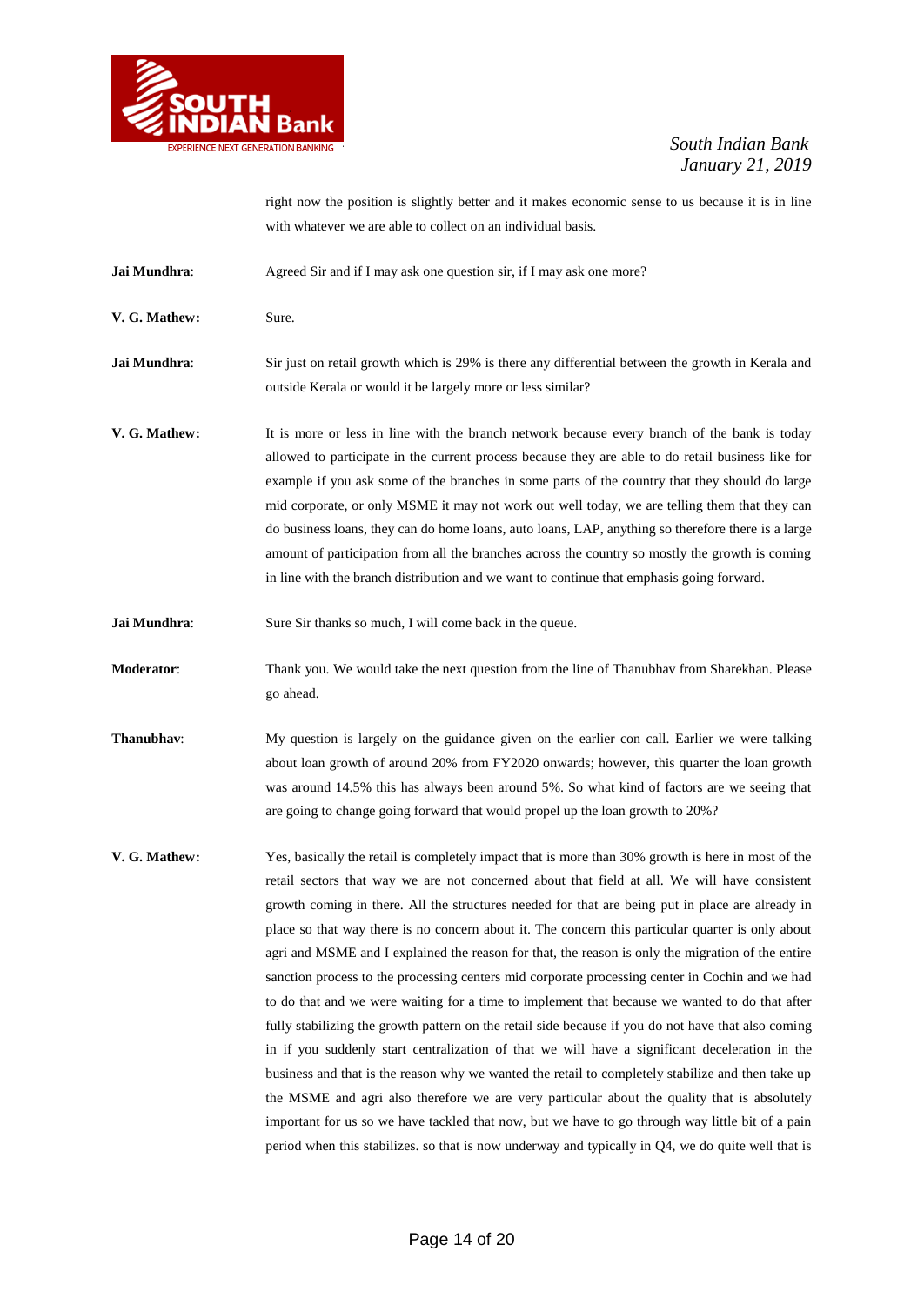right now the position is slightly better and it makes economic sense to us because it is in line with whatever we are able to collect on an individual basis.

**Jai Mundhra**: Agreed Sir and if I may ask one question sir, if I may ask one more?

**V. G. Mathew:** Sure.

**Jai Mundhra**: Sir just on retail growth which is 29% is there any differential between the growth in Kerala and outside Kerala or would it be largely more or less similar?

**V. G. Mathew:** It is more or less in line with the branch network because every branch of the bank is today allowed to participate in the current process because they are able to do retail business like for example if you ask some of the branches in some parts of the country that they should do large mid corporate, or only MSME it may not work out well today, we are telling them that they can do business loans, they can do home loans, auto loans, LAP, anything so therefore there is a large amount of participation from all the branches across the country so mostly the growth is coming in line with the branch distribution and we want to continue that emphasis going forward.

**Jai Mundhra**: Sure Sir thanks so much, I will come back in the queue.

**Moderator**: Thank you. We would take the next question from the line of Thanubhav from Sharekhan. Please go ahead.

**Thanubhav**: My question is largely on the guidance given on the earlier con call. Earlier we were talking about loan growth of around 20% from FY2020 onwards; however, this quarter the loan growth was around 14.5% this has always been around 5%. So what kind of factors are we seeing that are going to change going forward that would propel up the loan growth to 20%?

**V. G. Mathew:** Yes, basically the retail is completely impact that is more than 30% growth is here in most of the retail sectors that way we are not concerned about that field at all. We will have consistent growth coming in there. All the structures needed for that are being put in place are already in place so that way there is no concern about it. The concern this particular quarter is only about agri and MSME and I explained the reason for that, the reason is only the migration of the entire sanction process to the processing centers mid corporate processing center in Cochin and we had to do that and we were waiting for a time to implement that because we wanted to do that after fully stabilizing the growth pattern on the retail side because if you do not have that also coming in if you suddenly start centralization of that we will have a significant deceleration in the business and that is the reason why we wanted the retail to completely stabilize and then take up the MSME and agri also therefore we are very particular about the quality that is absolutely important for us so we have tackled that now, but we have to go through way little bit of a pain period when this stabilizes. so that is now underway and typically in Q4, we do quite well that is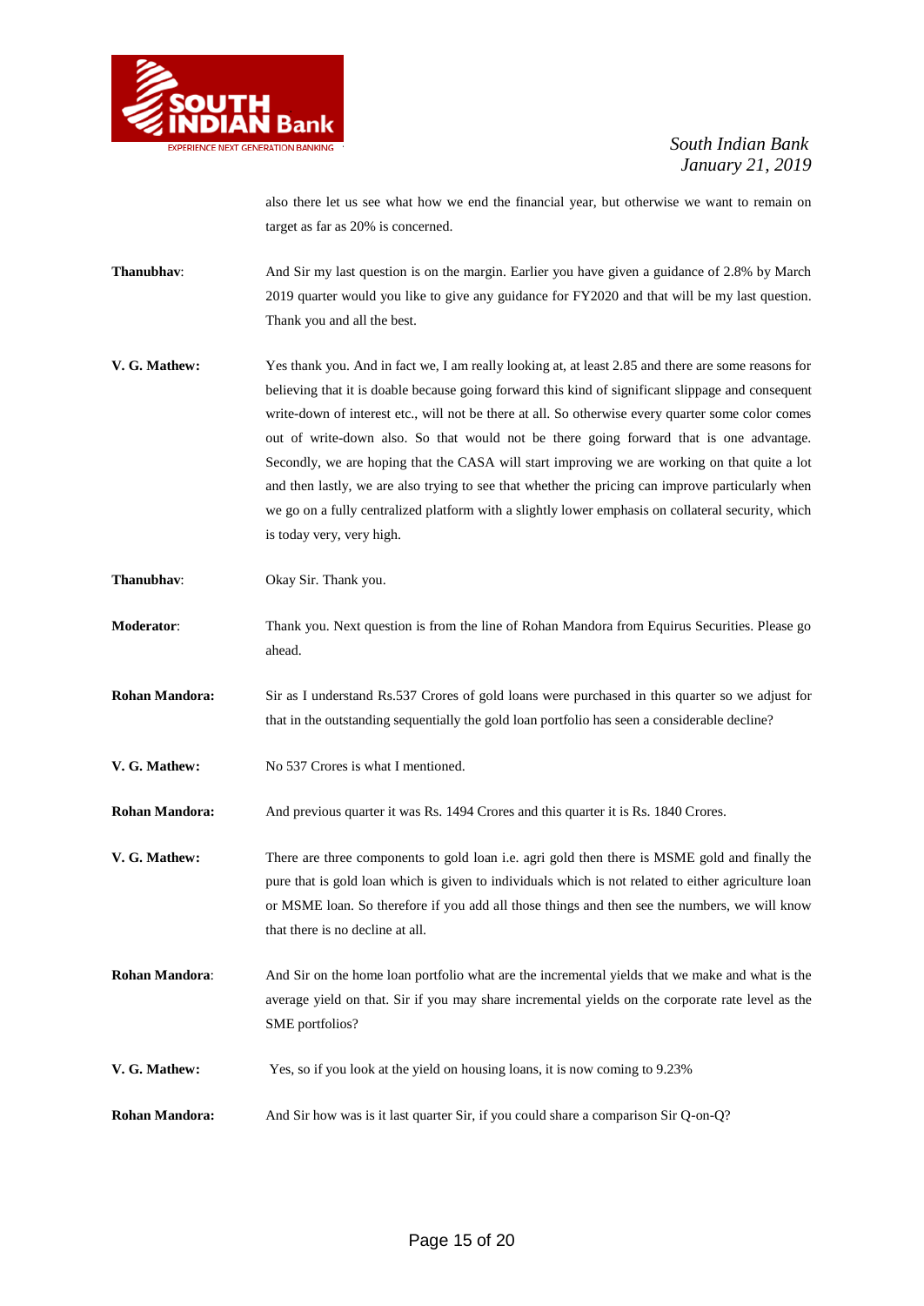also there let us see what how we end the financial year, but otherwise we want to remain on target as far as 20% is concerned.

**Thanubhav**: And Sir my last question is on the margin. Earlier you have given a guidance of 2.8% by March 2019 quarter would you like to give any guidance for FY2020 and that will be my last question. Thank you and all the best.

**V. G. Mathew:** Yes thank you. And in fact we, I am really looking at, at least 2.85 and there are some reasons for believing that it is doable because going forward this kind of significant slippage and consequent write-down of interest etc., will not be there at all. So otherwise every quarter some color comes out of write-down also. So that would not be there going forward that is one advantage. Secondly, we are hoping that the CASA will start improving we are working on that quite a lot and then lastly, we are also trying to see that whether the pricing can improve particularly when we go on a fully centralized platform with a slightly lower emphasis on collateral security, which is today very, very high.

**Thanubhav**: Okay Sir. Thank you.

**Moderator**: Thank you. Next question is from the line of Rohan Mandora from Equirus Securities. Please go ahead.

**Rohan Mandora:** Sir as I understand Rs.537 Crores of gold loans were purchased in this quarter so we adjust for that in the outstanding sequentially the gold loan portfolio has seen a considerable decline?

**V. G. Mathew:** No 537 Crores is what I mentioned.

**Rohan Mandora:** And previous quarter it was Rs. 1494 Crores and this quarter it is Rs. 1840 Crores.

**V. G. Mathew:** There are three components to gold loan i.e. agri gold then there is MSME gold and finally the pure that is gold loan which is given to individuals which is not related to either agriculture loan or MSME loan. So therefore if you add all those things and then see the numbers, we will know that there is no decline at all.

**Rohan Mandora**: And Sir on the home loan portfolio what are the incremental yields that we make and what is the average yield on that. Sir if you may share incremental yields on the corporate rate level as the SME portfolios?

**V. G. Mathew:** Yes, so if you look at the yield on housing loans, it is now coming to 9.23%

**Rohan Mandora:** And Sir how was is it last quarter Sir, if you could share a comparison Sir Q-on-Q?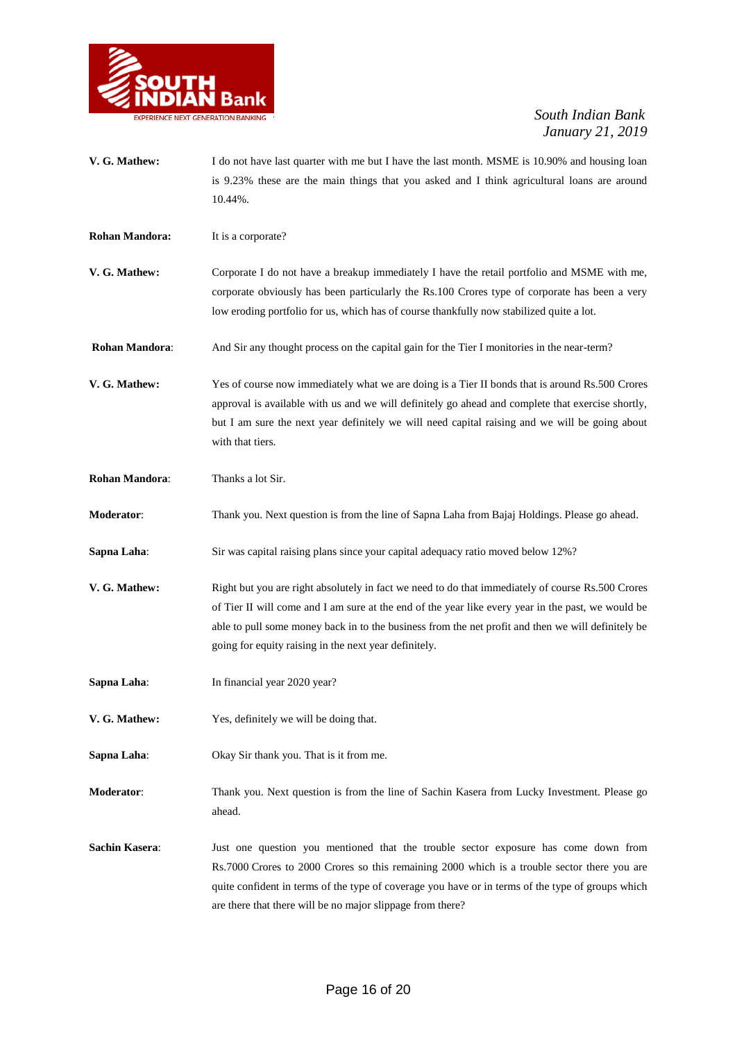**V. G. Mathew:** I do not have last quarter with me but I have the last month. MSME is 10.90% and housing loan is 9.23% these are the main things that you asked and I think agricultural loans are around 10.44%.

**Rohan Mandora:** It is a corporate?

**V. G. Mathew:** Corporate I do not have a breakup immediately I have the retail portfolio and MSME with me, corporate obviously has been particularly the Rs.100 Crores type of corporate has been a very low eroding portfolio for us, which has of course thankfully now stabilized quite a lot.

**Rohan Mandora**: And Sir any thought process on the capital gain for the Tier I monitories in the near-term?

**V. G. Mathew:** Yes of course now immediately what we are doing is a Tier II bonds that is around Rs.500 Crores approval is available with us and we will definitely go ahead and complete that exercise shortly, but I am sure the next year definitely we will need capital raising and we will be going about with that tiers.

**Rohan Mandora**: Thanks a lot Sir.

**Moderator**: Thank you. Next question is from the line of Sapna Laha from Bajaj Holdings. Please go ahead.

**Sapna Laha**: Sir was capital raising plans since your capital adequacy ratio moved below 12%?

**V. G. Mathew:** Right but you are right absolutely in fact we need to do that immediately of course Rs.500 Crores of Tier II will come and I am sure at the end of the year like every year in the past, we would be able to pull some money back in to the business from the net profit and then we will definitely be going for equity raising in the next year definitely.

**Sapna Laha**: In financial year 2020 year?

**V. G. Mathew:** Yes, definitely we will be doing that.

**Sapna Laha**: Okay Sir thank you. That is it from me.

**Moderator**: Thank you. Next question is from the line of Sachin Kasera from Lucky Investment. Please go ahead.

**Sachin Kasera**: Just one question you mentioned that the trouble sector exposure has come down from Rs.7000 Crores to 2000 Crores so this remaining 2000 which is a trouble sector there you are quite confident in terms of the type of coverage you have or in terms of the type of groups which are there that there will be no major slippage from there?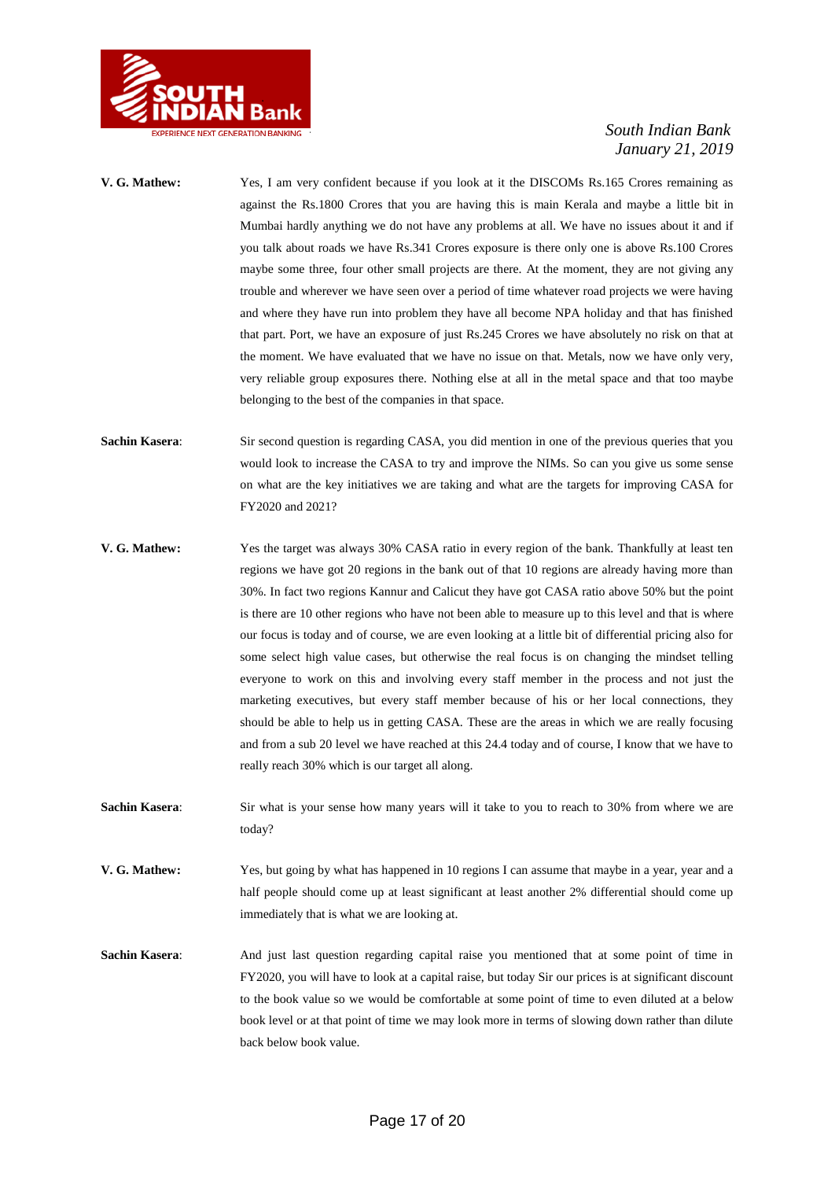**V. G. Mathew:** Yes, I am very confident because if you look at it the DISCOMs Rs.165 Crores remaining as against the Rs.1800 Crores that you are having this is main Kerala and maybe a little bit in Mumbai hardly anything we do not have any problems at all. We have no issues about it and if you talk about roads we have Rs.341 Crores exposure is there only one is above Rs.100 Crores maybe some three, four other small projects are there. At the moment, they are not giving any trouble and wherever we have seen over a period of time whatever road projects we were having and where they have run into problem they have all become NPA holiday and that has finished that part. Port, we have an exposure of just Rs.245 Crores we have absolutely no risk on that at the moment. We have evaluated that we have no issue on that. Metals, now we have only very, very reliable group exposures there. Nothing else at all in the metal space and that too maybe belonging to the best of the companies in that space.

**Sachin Kasera**: Sir second question is regarding CASA, you did mention in one of the previous queries that you would look to increase the CASA to try and improve the NIMs. So can you give us some sense on what are the key initiatives we are taking and what are the targets for improving CASA for FY2020 and 2021?

**V. G. Mathew:** Yes the target was always 30% CASA ratio in every region of the bank. Thankfully at least ten regions we have got 20 regions in the bank out of that 10 regions are already having more than 30%. In fact two regions Kannur and Calicut they have got CASA ratio above 50% but the point is there are 10 other regions who have not been able to measure up to this level and that is where our focus is today and of course, we are even looking at a little bit of differential pricing also for some select high value cases, but otherwise the real focus is on changing the mindset telling everyone to work on this and involving every staff member in the process and not just the marketing executives, but every staff member because of his or her local connections, they should be able to help us in getting CASA. These are the areas in which we are really focusing and from a sub 20 level we have reached at this 24.4 today and of course, I know that we have to really reach 30% which is our target all along.

**Sachin Kasera**: Sir what is your sense how many years will it take to you to reach to 30% from where we are today?

**V. G. Mathew:** Yes, but going by what has happened in 10 regions I can assume that maybe in a year, year and a half people should come up at least significant at least another 2% differential should come up immediately that is what we are looking at.

**Sachin Kasera**: And just last question regarding capital raise you mentioned that at some point of time in FY2020, you will have to look at a capital raise, but today Sir our prices is at significant discount to the book value so we would be comfortable at some point of time to even diluted at a below book level or at that point of time we may look more in terms of slowing down rather than dilute back below book value.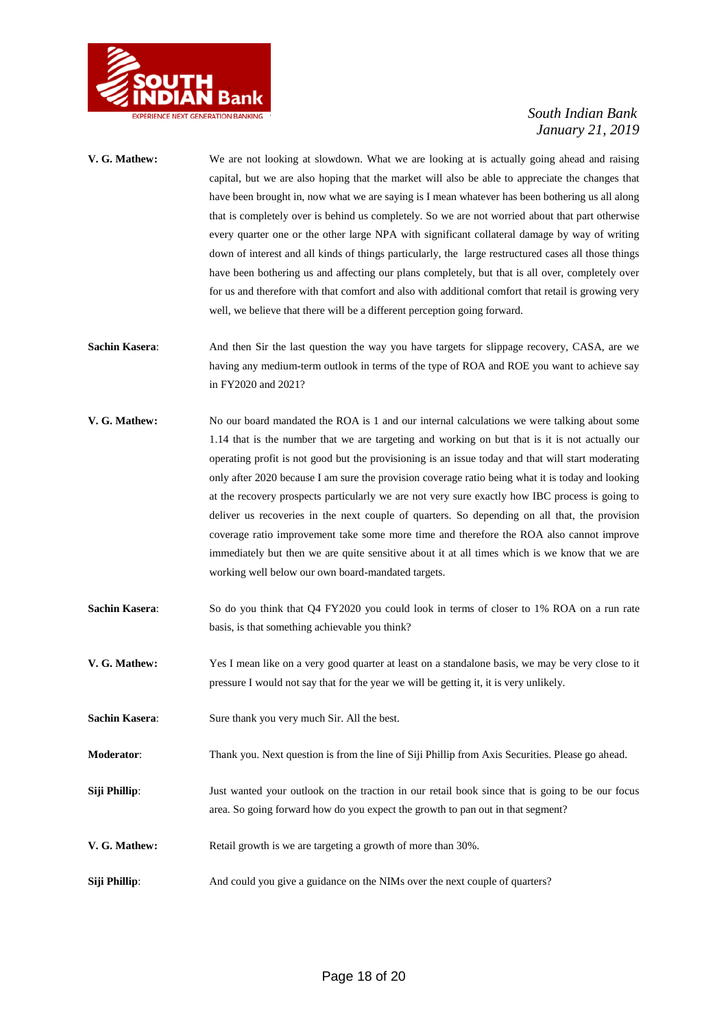**V. G. Mathew:** We are not looking at slowdown. What we are looking at is actually going ahead and raising capital, but we are also hoping that the market will also be able to appreciate the changes that have been brought in, now what we are saying is I mean whatever has been bothering us all along that is completely over is behind us completely. So we are not worried about that part otherwise every quarter one or the other large NPA with significant collateral damage by way of writing down of interest and all kinds of things particularly, the large restructured cases all those things have been bothering us and affecting our plans completely, but that is all over, completely over for us and therefore with that comfort and also with additional comfort that retail is growing very well, we believe that there will be a different perception going forward.

**Sachin Kasera**: And then Sir the last question the way you have targets for slippage recovery, CASA, are we having any medium-term outlook in terms of the type of ROA and ROE you want to achieve say in FY2020 and 2021?

**V. G. Mathew:** No our board mandated the ROA is 1 and our internal calculations we were talking about some 1.14 that is the number that we are targeting and working on but that is it is not actually our operating profit is not good but the provisioning is an issue today and that will start moderating only after 2020 because I am sure the provision coverage ratio being what it is today and looking at the recovery prospects particularly we are not very sure exactly how IBC process is going to deliver us recoveries in the next couple of quarters. So depending on all that, the provision coverage ratio improvement take some more time and therefore the ROA also cannot improve immediately but then we are quite sensitive about it at all times which is we know that we are working well below our own board-mandated targets.

**Sachin Kasera**: So do you think that Q4 FY2020 you could look in terms of closer to 1% ROA on a run rate basis, is that something achievable you think?

**V. G. Mathew:** Yes I mean like on a very good quarter at least on a standalone basis, we may be very close to it pressure I would not say that for the year we will be getting it, it is very unlikely.

**Sachin Kasera**: Sure thank you very much Sir. All the best.

**Moderator**: Thank you. Next question is from the line of Siji Phillip from Axis Securities. Please go ahead.

**Siji Phillip**: Just wanted your outlook on the traction in our retail book since that is going to be our focus area. So going forward how do you expect the growth to pan out in that segment?

**V. G. Mathew:** Retail growth is we are targeting a growth of more than 30%.

**Siji Phillip**: And could you give a guidance on the NIMs over the next couple of quarters?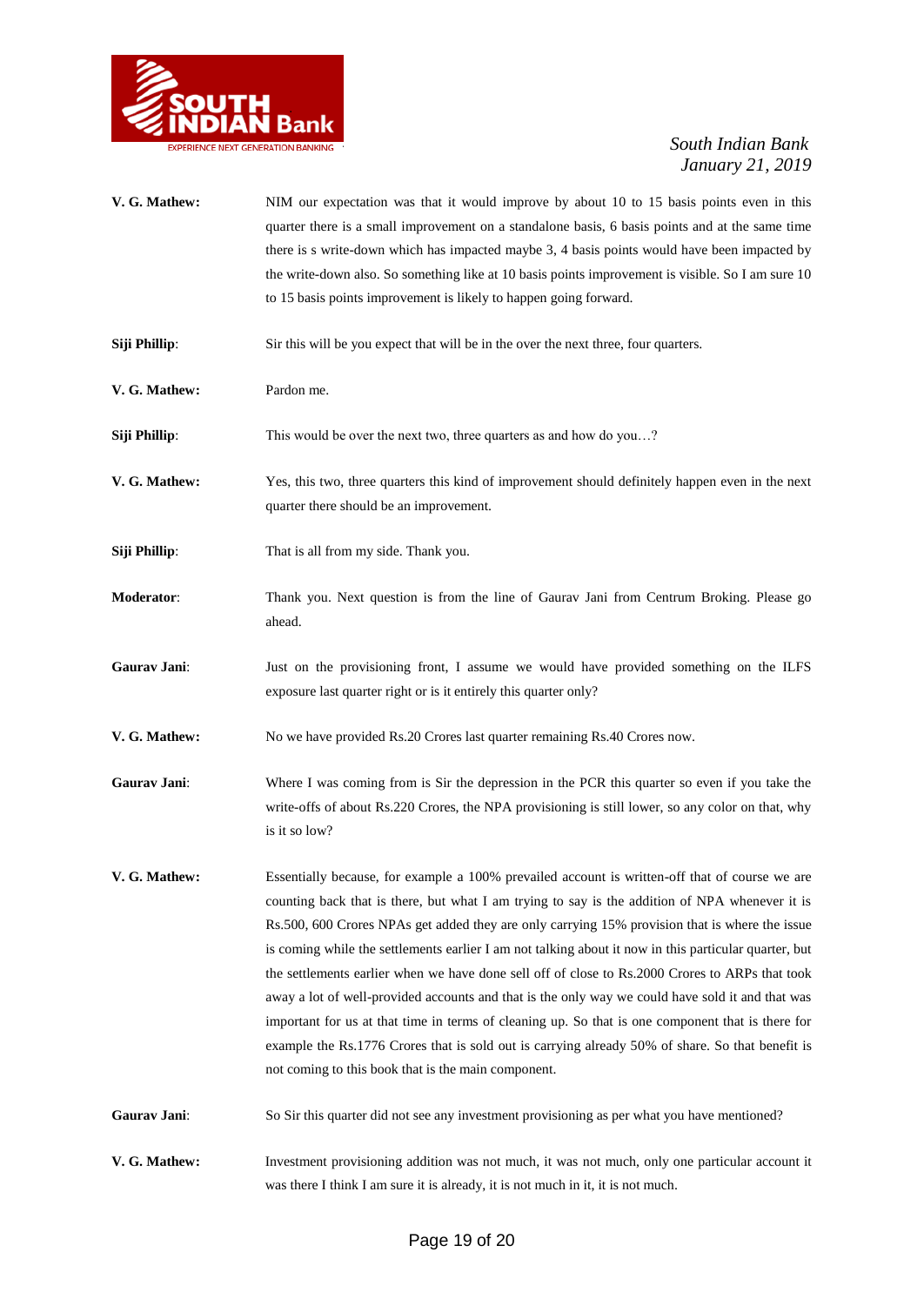**V. G. Mathew:** NIM our expectation was that it would improve by about 10 to 15 basis points even in this quarter there is a small improvement on a standalone basis, 6 basis points and at the same time there is s write-down which has impacted maybe 3, 4 basis points would have been impacted by the write-down also. So something like at 10 basis points improvement is visible. So I am sure 10 to 15 basis points improvement is likely to happen going forward.

**Siji Phillip**: Sir this will be you expect that will be in the over the next three, four quarters.

**V. G. Mathew:** Pardon me.

**Siji Phillip**: This would be over the next two, three quarters as and how do you…?

**V. G. Mathew:** Yes, this two, three quarters this kind of improvement should definitely happen even in the next quarter there should be an improvement.

**Siji Phillip**: That is all from my side. Thank you.

**Moderator**: Thank you. Next question is from the line of Gaurav Jani from Centrum Broking. Please go ahead.

**Gaurav Jani**: Just on the provisioning front, I assume we would have provided something on the ILFS exposure last quarter right or is it entirely this quarter only?

**V. G. Mathew:** No we have provided Rs.20 Crores last quarter remaining Rs.40 Crores now.

**Gaurav Jani**: Where I was coming from is Sir the depression in the PCR this quarter so even if you take the write-offs of about Rs.220 Crores, the NPA provisioning is still lower, so any color on that, why is it so low?

**V. G. Mathew:** Essentially because, for example a 100% prevailed account is written-off that of course we are counting back that is there, but what I am trying to say is the addition of NPA whenever it is Rs.500, 600 Crores NPAs get added they are only carrying 15% provision that is where the issue is coming while the settlements earlier I am not talking about it now in this particular quarter, but the settlements earlier when we have done sell off of close to Rs.2000 Crores to ARPs that took away a lot of well-provided accounts and that is the only way we could have sold it and that was important for us at that time in terms of cleaning up. So that is one component that is there for example the Rs.1776 Crores that is sold out is carrying already 50% of share. So that benefit is not coming to this book that is the main component.

**Gaurav Jani**: So Sir this quarter did not see any investment provisioning as per what you have mentioned?

**V. G. Mathew:** Investment provisioning addition was not much, it was not much, only one particular account it was there I think I am sure it is already, it is not much in it, it is not much.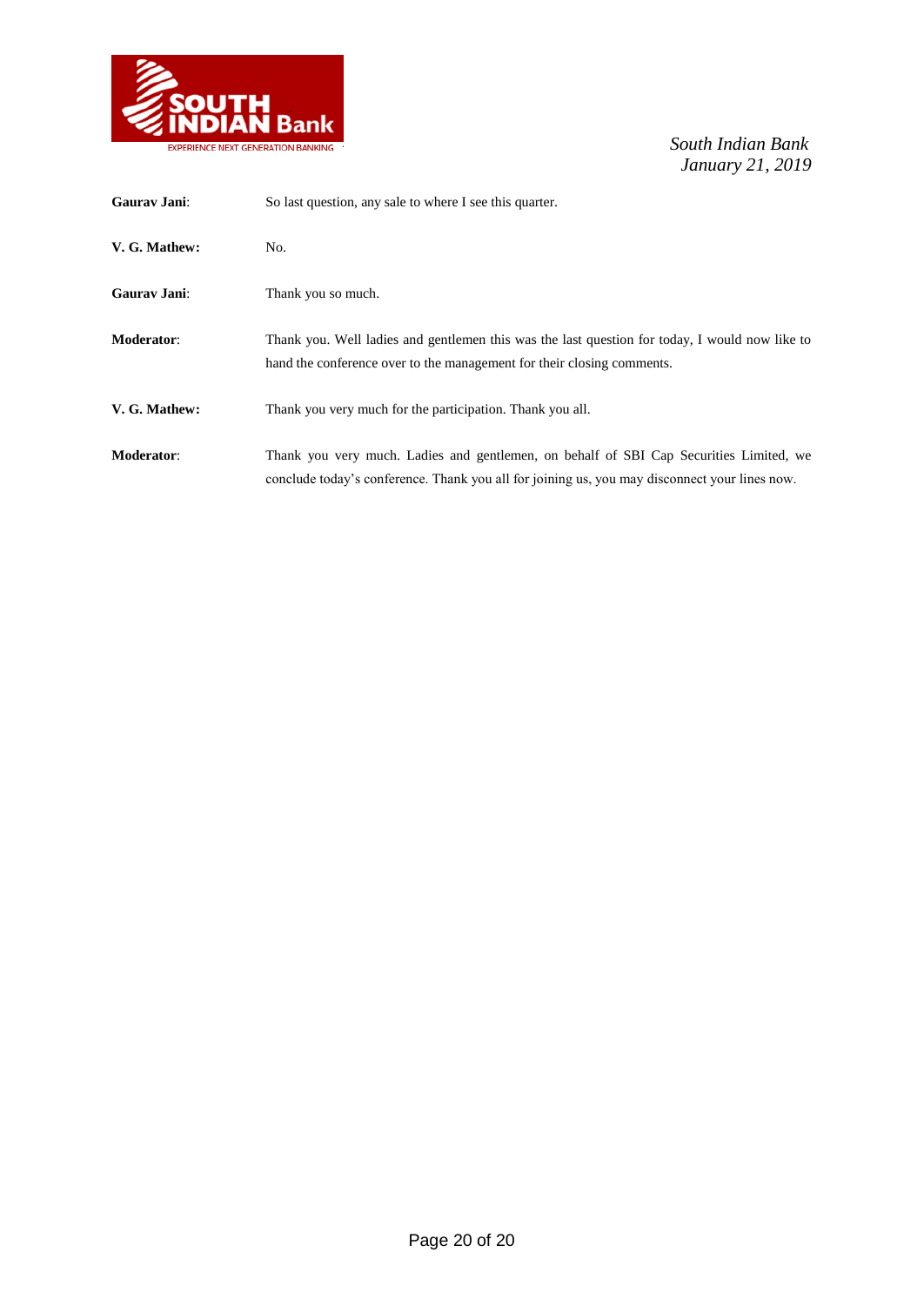**Gaurav Jani**: So last question, any sale to where I see this quarter.

**V. G. Mathew:** No.

**Gaurav Jani**: Thank you so much.

**Moderator**: Thank you. Well ladies and gentlemen this was the last question for today, I would now like to hand the conference over to the management for their closing comments.

**V. G. Mathew:** Thank you very much for the participation. Thank you all.

**Moderator**: Thank you very much. Ladies and gentlemen, on behalf of SBI Cap Securities Limited, we conclude today's conference. Thank you all for joining us, you may disconnect your lines now.